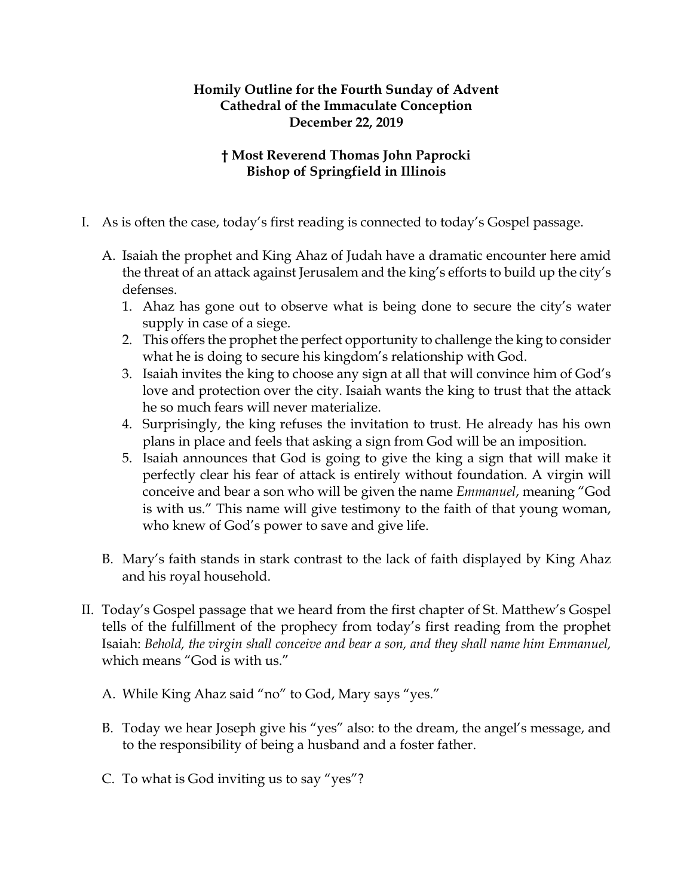**Homily Outline for the Fourth Sunday of Advent**
**Cathedral of the Immaculate Conception**
**December 22, 2019**

**† Most Reverend Thomas John Paprocki**
**Bishop of Springfield in Illinois**

I. As is often the case, today's first reading is connected to today's Gospel passage.

   A. Isaiah the prophet and King Ahaz of Judah have a dramatic encounter here amid the threat of an attack against Jerusalem and the king's efforts to build up the city's defenses.

      1. Ahaz has gone out to observe what is being done to secure the city's water supply in case of a siege.
      2. This offers the prophet the perfect opportunity to challenge the king to consider what he is doing to secure his kingdom's relationship with God.
      3. Isaiah invites the king to choose any sign at all that will convince him of God's love and protection over the city. Isaiah wants the king to trust that the attack he so much fears will never materialize.
      4. Surprisingly, the king refuses the invitation to trust. He already has his own plans in place and feels that asking a sign from God will be an imposition.
      5. Isaiah announces that God is going to give the king a sign that will make it perfectly clear his fear of attack is entirely without foundation. A virgin will conceive and bear a son who will be given the name *Emmanuel*, meaning "God is with us." This name will give testimony to the faith of that young woman, who knew of God's power to save and give life.

   B. Mary's faith stands in stark contrast to the lack of faith displayed by King Ahaz and his royal household.

II. Today's Gospel passage that we heard from the first chapter of St. Matthew's Gospel tells of the fulfillment of the prophecy from today's first reading from the prophet Isaiah: *Behold, the virgin shall conceive and bear a son, and they shall name him Emmanuel,* which means "God is with us."

   A. While King Ahaz said "no" to God, Mary says "yes."

   B. Today we hear Joseph give his "yes" also: to the dream, the angel's message, and to the responsibility of being a husband and a foster father.

   C. To what is God inviting us to say "yes"?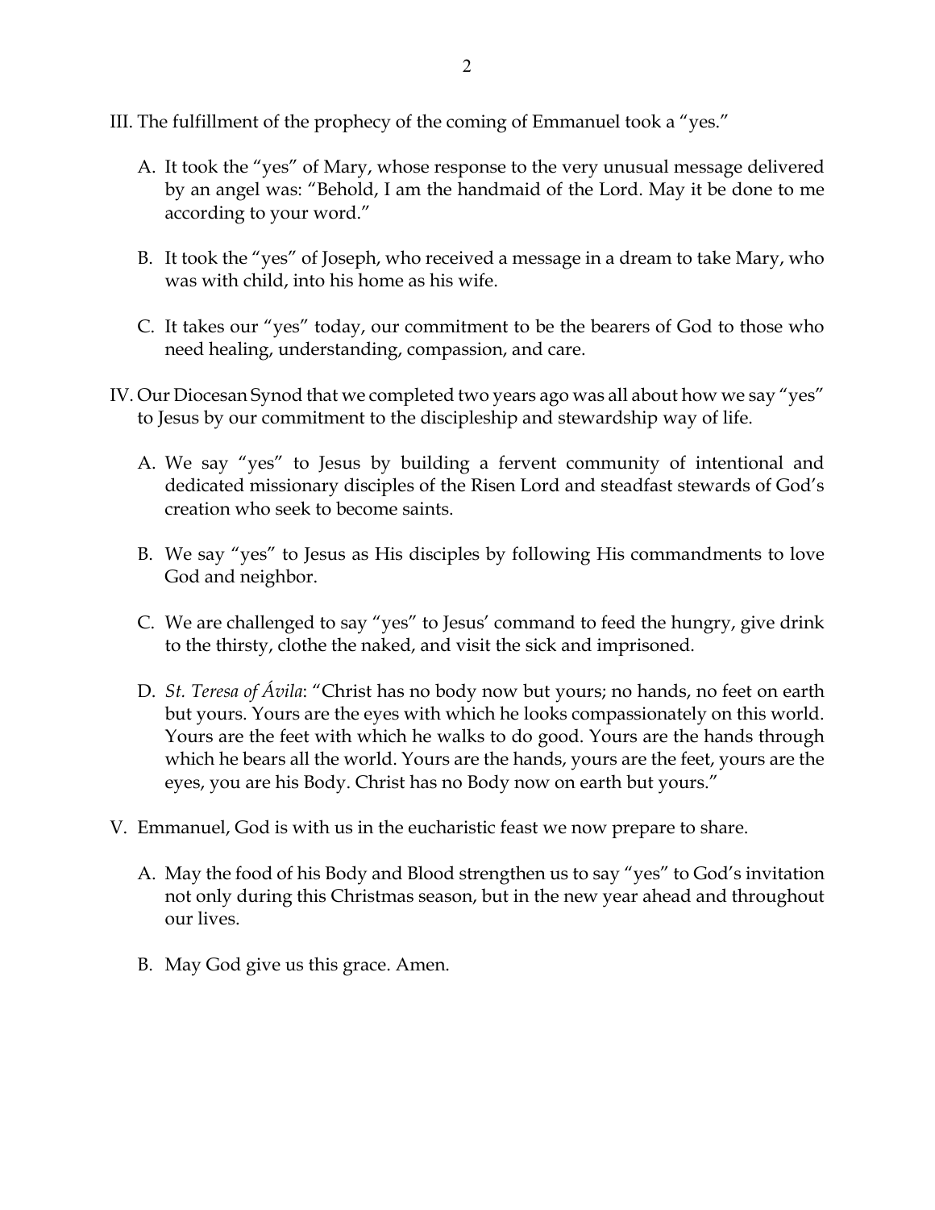III. The fulfillment of the prophecy of the coming of Emmanuel took a "yes."

   A. It took the "yes" of Mary, whose response to the very unusual message delivered by an angel was: "Behold, I am the handmaid of the Lord. May it be done to me according to your word."

   B. It took the "yes" of Joseph, who received a message in a dream to take Mary, who was with child, into his home as his wife.

   C. It takes our "yes" today, our commitment to be the bearers of God to those who need healing, understanding, compassion, and care.

IV. Our Diocesan Synod that we completed two years ago was all about how we say "yes" to Jesus by our commitment to the discipleship and stewardship way of life.

   A. We say "yes" to Jesus by building a fervent community of intentional and dedicated missionary disciples of the Risen Lord and steadfast stewards of God's creation who seek to become saints.

   B. We say "yes" to Jesus as His disciples by following His commandments to love God and neighbor.

   C. We are challenged to say "yes" to Jesus' command to feed the hungry, give drink to the thirsty, clothe the naked, and visit the sick and imprisoned.

   D. *St. Teresa of Ávila*: "Christ has no body now but yours; no hands, no feet on earth but yours. Yours are the eyes with which he looks compassionately on this world. Yours are the feet with which he walks to do good. Yours are the hands through which he bears all the world. Yours are the hands, yours are the feet, yours are the eyes, you are his Body. Christ has no Body now on earth but yours."

V. Emmanuel, God is with us in the eucharistic feast we now prepare to share.

   A. May the food of his Body and Blood strengthen us to say "yes" to God's invitation not only during this Christmas season, but in the new year ahead and throughout our lives.

   B. May God give us this grace. Amen.